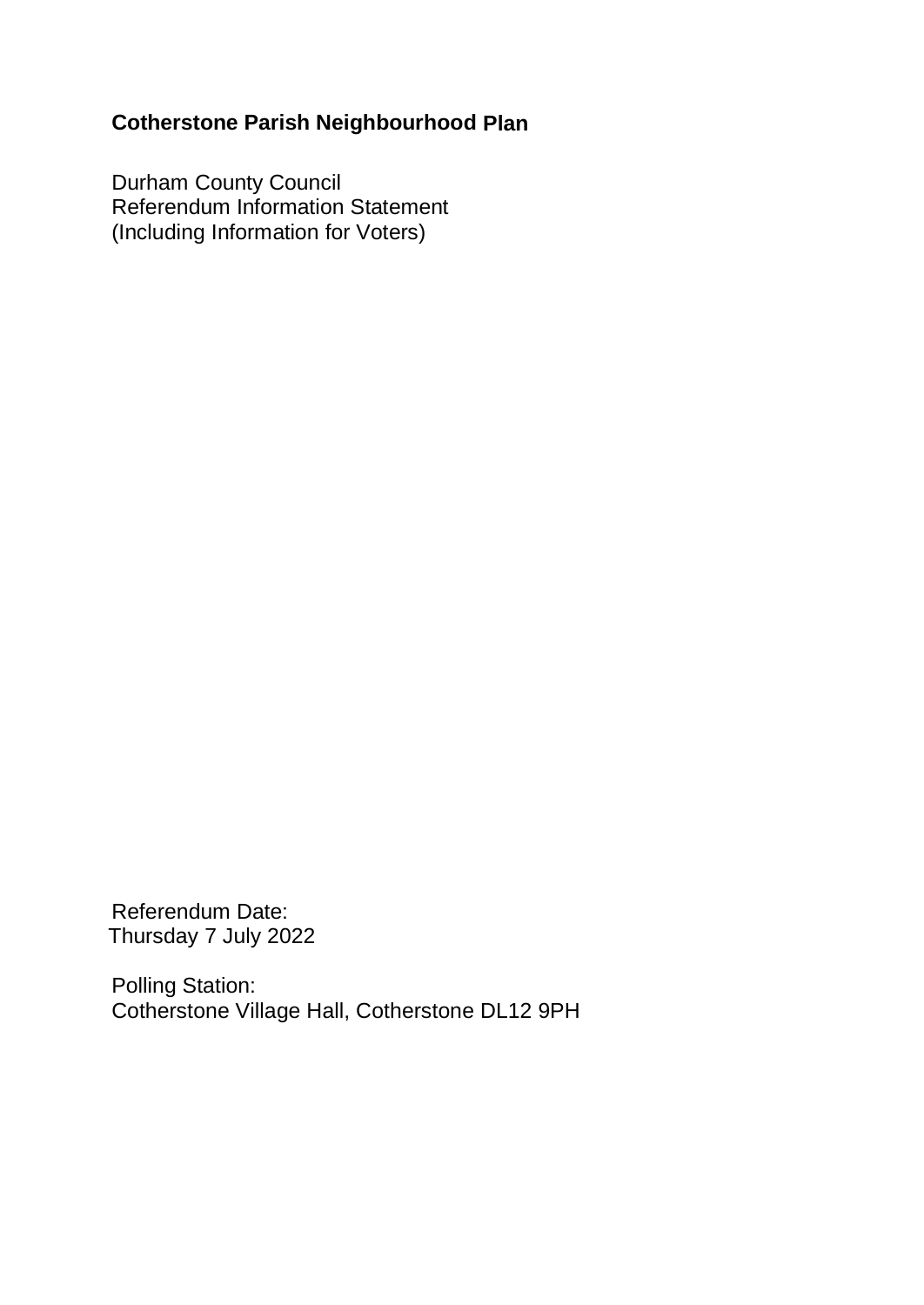# Cotherstone Parish Neighbourhood Plan

Durham County Council
Referendum Information Statement
(Including Information for Voters)

Referendum Date:
Thursday 7 July 2022

Polling Station:
Cotherstone Village Hall, Cotherstone DL12 9PH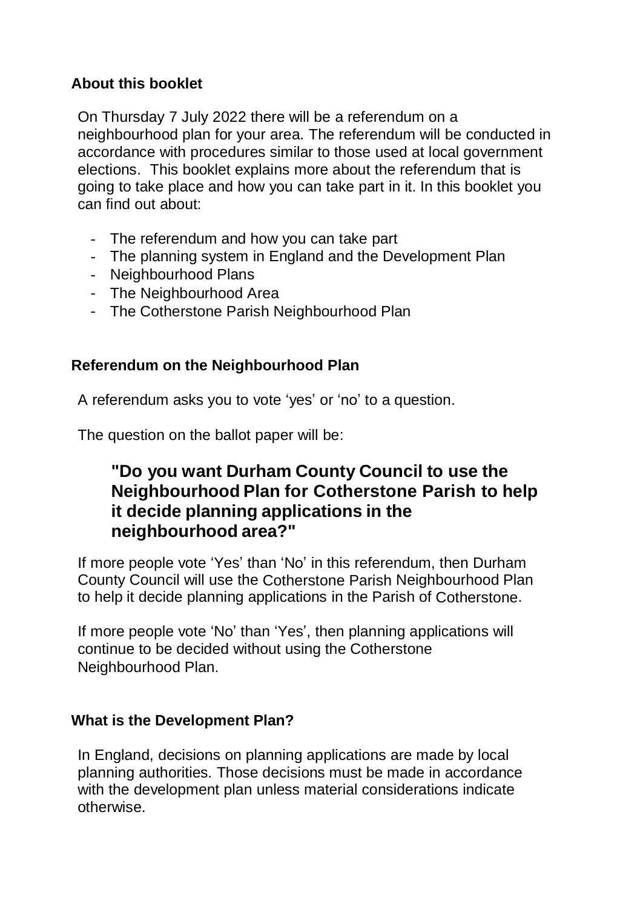## About this booklet

On Thursday 7 July 2022 there will be a referendum on a neighbourhood plan for your area. The referendum will be conducted in accordance with procedures similar to those used at local government elections. This booklet explains more about the referendum that is going to take place and how you can take part in it. In this booklet you can find out about:

- The referendum and how you can take part
- The planning system in England and the Development Plan
- Neighbourhood Plans
- The Neighbourhood Area
- The Cotherstone Parish Neighbourhood Plan

## Referendum on the Neighbourhood Plan

A referendum asks you to vote 'yes' or 'no' to a question.

The question on the ballot paper will be:

**"Do you want Durham County Council to use the Neighbourhood Plan for Cotherstone Parish to help it decide planning applications in the neighbourhood area?"**

If more people vote 'Yes' than 'No' in this referendum, then Durham County Council will use the Cotherstone Parish Neighbourhood Plan to help it decide planning applications in the Parish of Cotherstone.

If more people vote 'No' than 'Yes', then planning applications will continue to be decided without using the Cotherstone Neighbourhood Plan.

## What is the Development Plan?

In England, decisions on planning applications are made by local planning authorities. Those decisions must be made in accordance with the development plan unless material considerations indicate otherwise.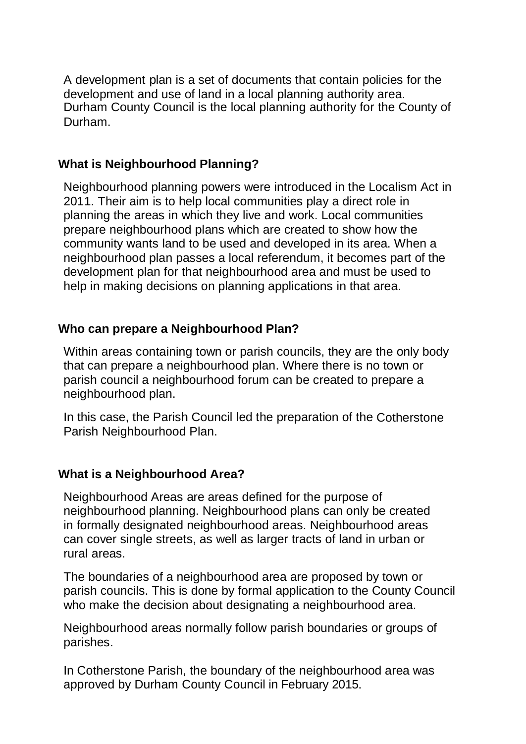A development plan is a set of documents that contain policies for the development and use of land in a local planning authority area. Durham County Council is the local planning authority for the County of Durham.

## What is Neighbourhood Planning?

Neighbourhood planning powers were introduced in the Localism Act in 2011. Their aim is to help local communities play a direct role in planning the areas in which they live and work. Local communities prepare neighbourhood plans which are created to show how the community wants land to be used and developed in its area. When a neighbourhood plan passes a local referendum, it becomes part of the development plan for that neighbourhood area and must be used to help in making decisions on planning applications in that area.

## Who can prepare a Neighbourhood Plan?

Within areas containing town or parish councils, they are the only body that can prepare a neighbourhood plan. Where there is no town or parish council a neighbourhood forum can be created to prepare a neighbourhood plan.

In this case, the Parish Council led the preparation of the Cotherstone Parish Neighbourhood Plan.

## What is a Neighbourhood Area?

Neighbourhood Areas are areas defined for the purpose of neighbourhood planning. Neighbourhood plans can only be created in formally designated neighbourhood areas. Neighbourhood areas can cover single streets, as well as larger tracts of land in urban or rural areas.

The boundaries of a neighbourhood area are proposed by town or parish councils. This is done by formal application to the County Council who make the decision about designating a neighbourhood area.

Neighbourhood areas normally follow parish boundaries or groups of parishes.

In Cotherstone Parish, the boundary of the neighbourhood area was approved by Durham County Council in February 2015.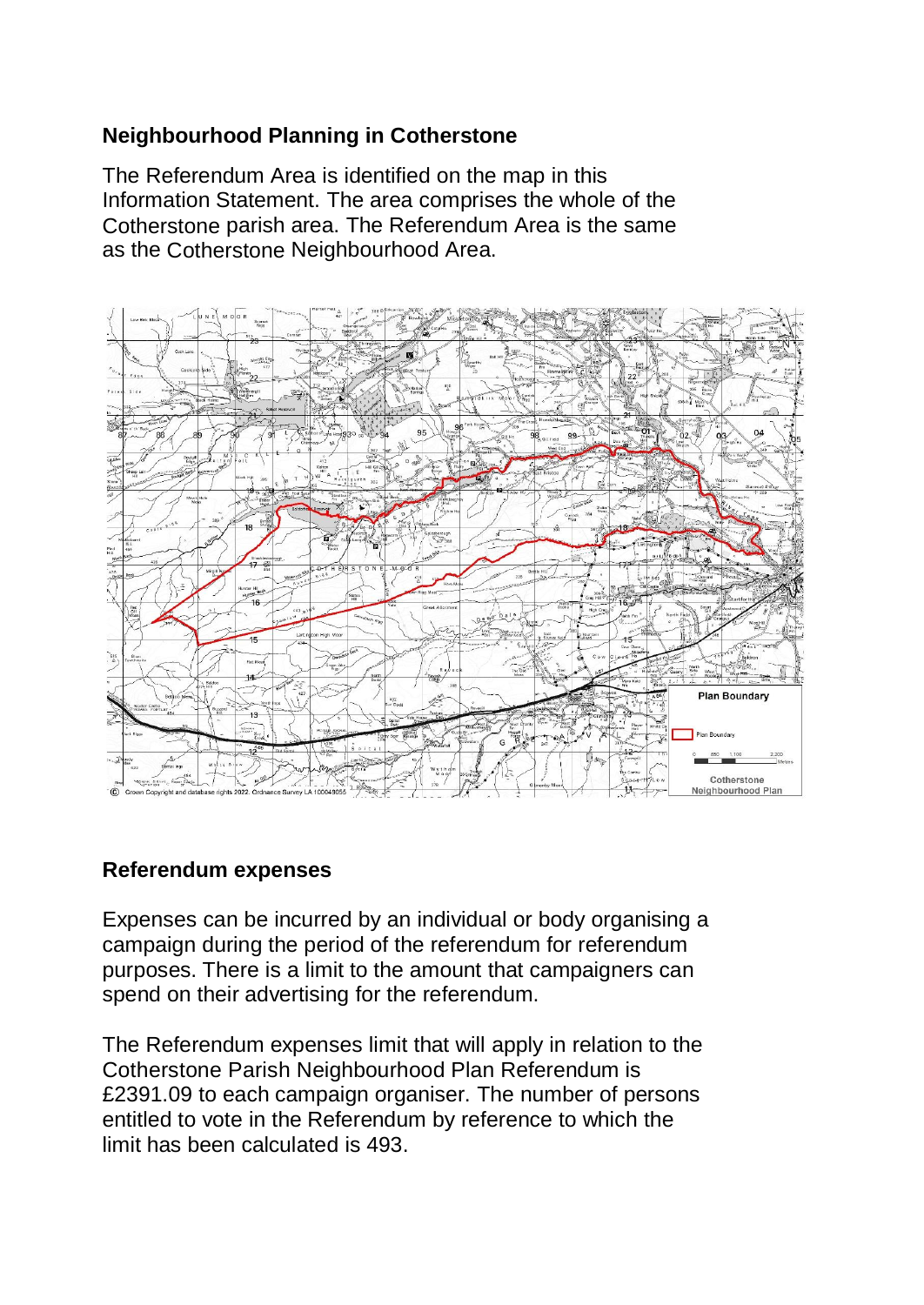## Neighbourhood Planning in Cotherstone

The Referendum Area is identified on the map in this Information Statement. The area comprises the whole of the Cotherstone parish area. The Referendum Area is the same as the Cotherstone Neighbourhood Area.

## Referendum expenses

Expenses can be incurred by an individual or body organising a campaign during the period of the referendum for referendum purposes. There is a limit to the amount that campaigners can spend on their advertising for the referendum.

The Referendum expenses limit that will apply in relation to the Cotherstone Parish Neighbourhood Plan Referendum is £2391.09 to each campaign organiser. The number of persons entitled to vote in the Referendum by reference to which the limit has been calculated is 493.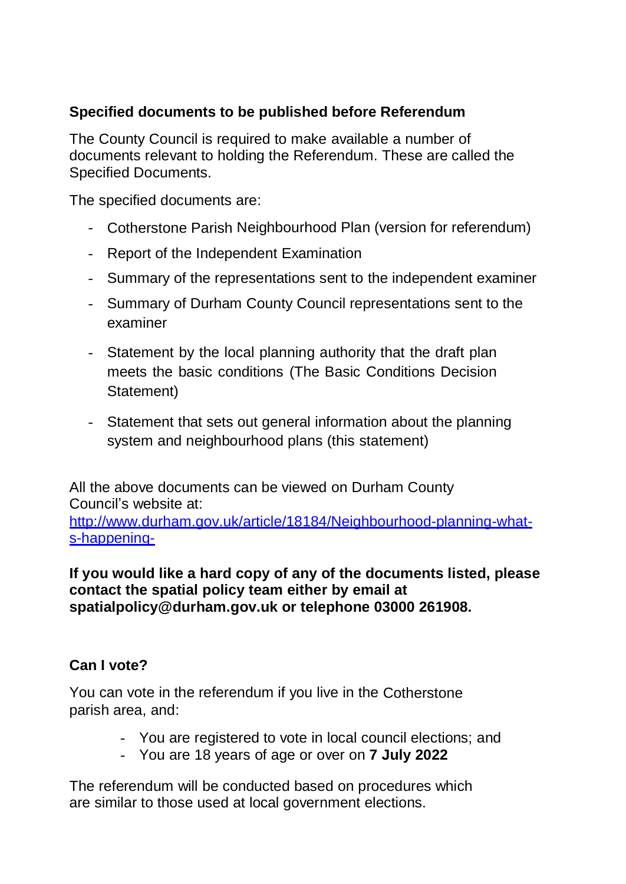**Specified documents to be published before Referendum**

The County Council is required to make available a number of documents relevant to holding the Referendum. These are called the Specified Documents.

The specified documents are:

- Cotherstone Parish Neighbourhood Plan (version for referendum)
- Report of the Independent Examination
- Summary of the representations sent to the independent examiner
- Summary of Durham County Council representations sent to the examiner
- Statement by the local planning authority that the draft plan meets the basic conditions (The Basic Conditions Decision Statement)
- Statement that sets out general information about the planning system and neighbourhood plans (this statement)

All the above documents can be viewed on Durham County Council's website at: http://www.durham.gov.uk/article/18184/Neighbourhood-planning-what-s-happening-

**If you would like a hard copy of any of the documents listed, please contact the spatial policy team either by email at spatialpolicy@durham.gov.uk or telephone 03000 261908.**

**Can I vote?**

You can vote in the referendum if you live in the Cotherstone parish area, and:

- You are registered to vote in local council elections; and
- You are 18 years of age or over on **7 July 2022**

The referendum will be conducted based on procedures which are similar to those used at local government elections.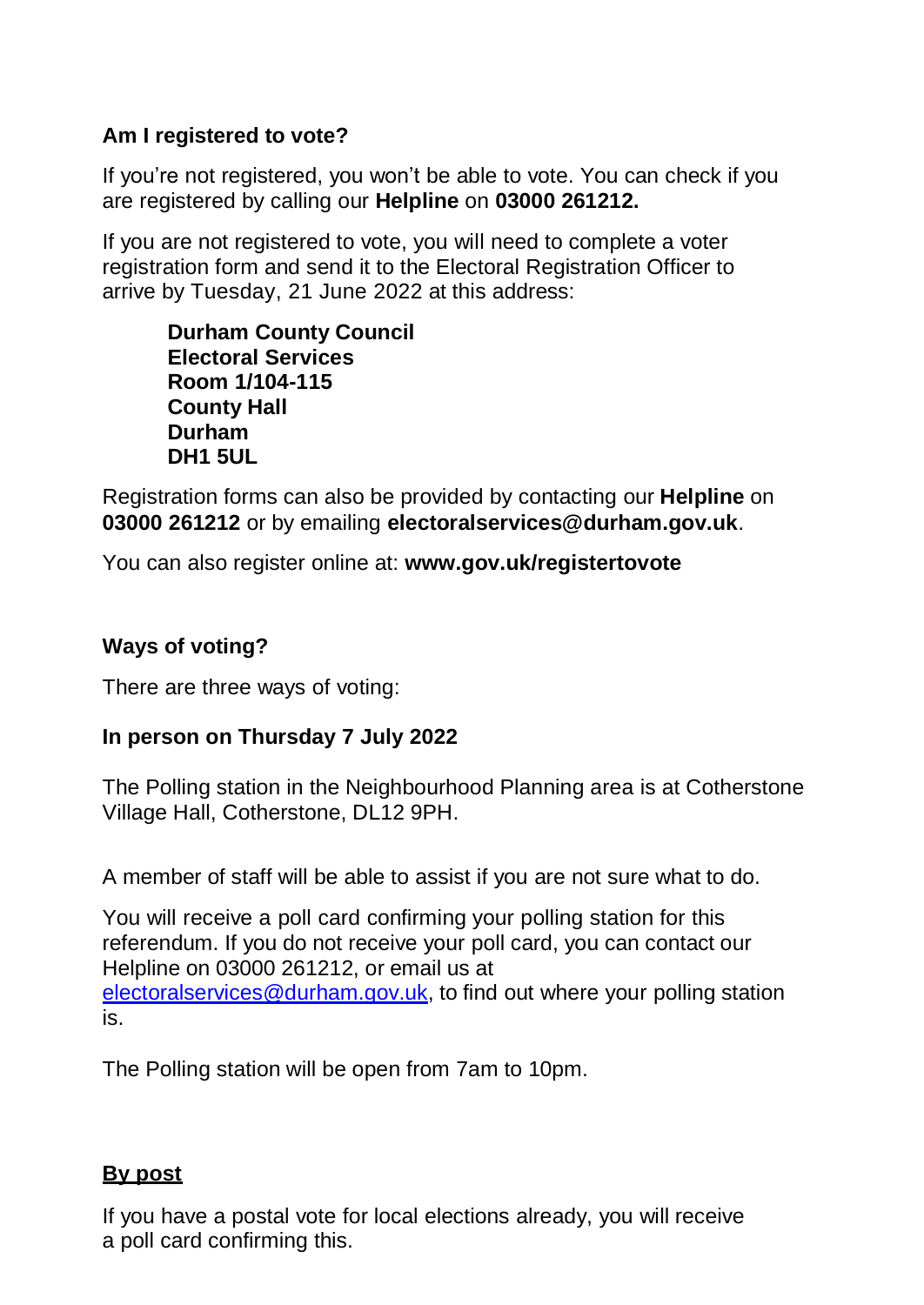### Am I registered to vote?

If you're not registered, you won't be able to vote. You can check if you are registered by calling our **Helpline** on **03000 261212.**

If you are not registered to vote, you will need to complete a voter registration form and send it to the Electoral Registration Officer to arrive by Tuesday, 21 June 2022 at this address:

> **Durham County Council**
> **Electoral Services**
> **Room 1/104-115**
> **County Hall**
> **Durham**
> **DH1 5UL**

Registration forms can also be provided by contacting our **Helpline** on **03000 261212** or by emailing **electoralservices@durham.gov.uk**.

You can also register online at: **www.gov.uk/registertovote**

### Ways of voting?

There are three ways of voting:

#### In person on Thursday 7 July 2022

The Polling station in the Neighbourhood Planning area is at Cotherstone Village Hall, Cotherstone, DL12 9PH.

A member of staff will be able to assist if you are not sure what to do.

You will receive a poll card confirming your polling station for this referendum. If you do not receive your poll card, you can contact our Helpline on 03000 261212, or email us at electoralservices@durham.gov.uk, to find out where your polling station is.

The Polling station will be open from 7am to 10pm.

#### By post

If you have a postal vote for local elections already, you will receive a poll card confirming this.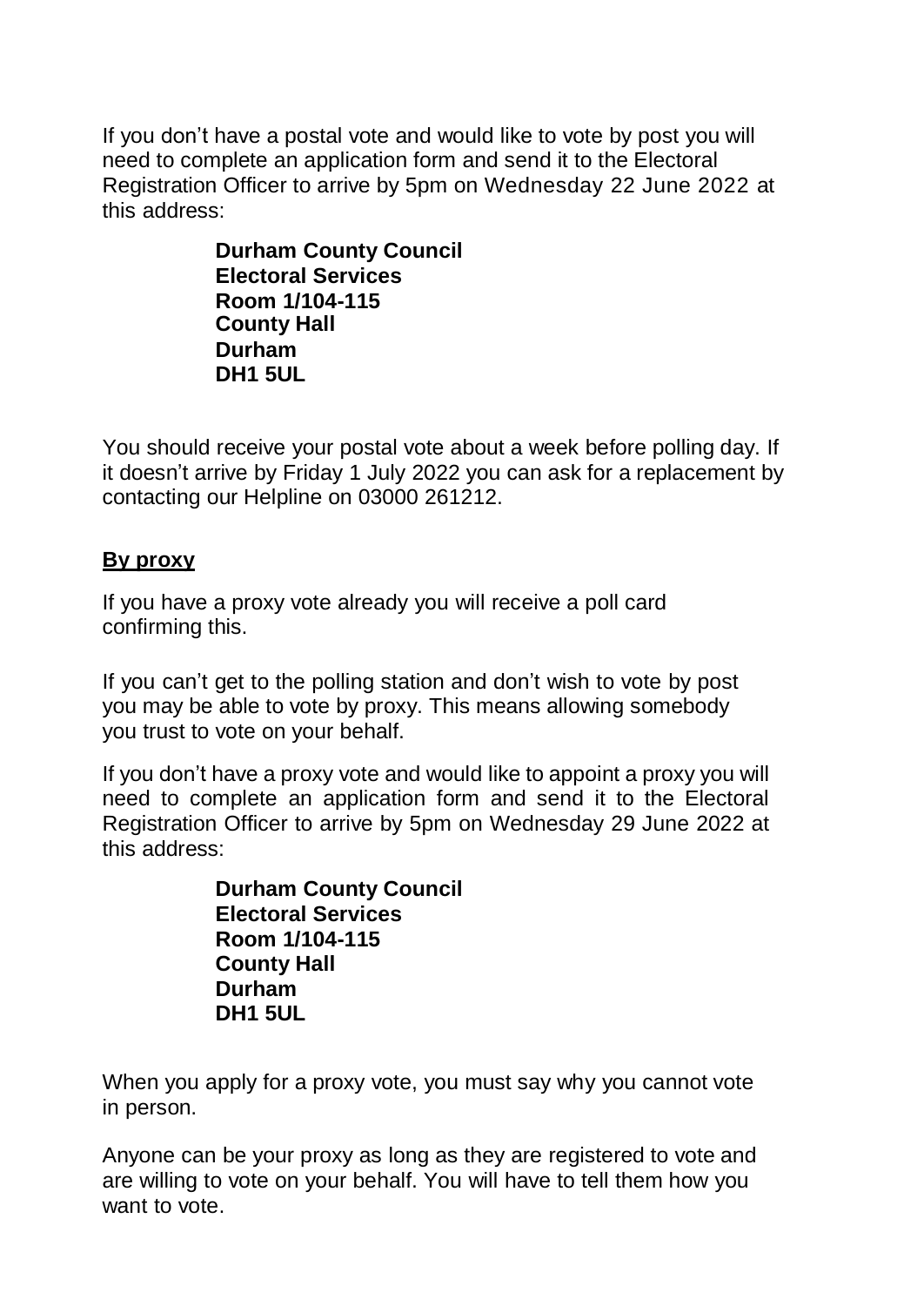If you don't have a postal vote and would like to vote by post you will need to complete an application form and send it to the Electoral Registration Officer to arrive by 5pm on Wednesday 22 June 2022 at this address:

**Durham County Council**
**Electoral Services**
**Room 1/104-115**
**County Hall**
**Durham**
**DH1 5UL**

You should receive your postal vote about a week before polling day. If it doesn't arrive by Friday 1 July 2022 you can ask for a replacement by contacting our Helpline on 03000 261212.

## **By proxy**

If you have a proxy vote already you will receive a poll card confirming this.

If you can't get to the polling station and don't wish to vote by post you may be able to vote by proxy. This means allowing somebody you trust to vote on your behalf.

If you don't have a proxy vote and would like to appoint a proxy you will need to complete an application form and send it to the Electoral Registration Officer to arrive by 5pm on Wednesday 29 June 2022 at this address:

**Durham County Council**
**Electoral Services**
**Room 1/104-115**
**County Hall**
**Durham**
**DH1 5UL**

When you apply for a proxy vote, you must say why you cannot vote in person.

Anyone can be your proxy as long as they are registered to vote and are willing to vote on your behalf. You will have to tell them how you want to vote.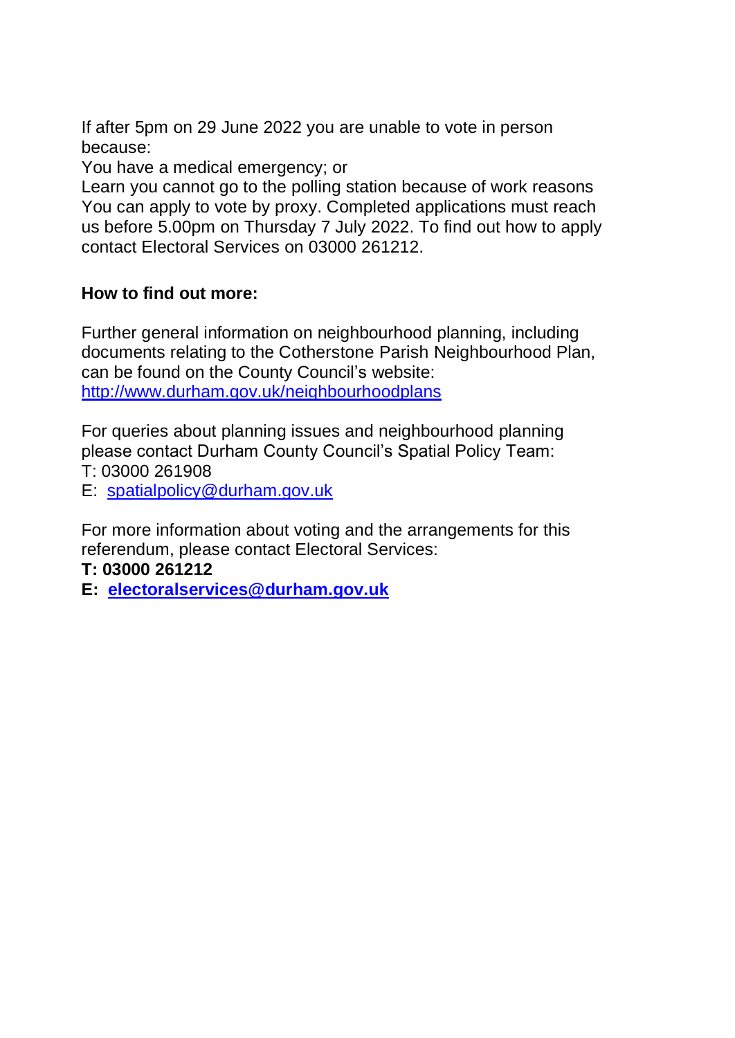If after 5pm on 29 June 2022 you are unable to vote in person because:

You have a medical emergency; or

Learn you cannot go to the polling station because of work reasons

You can apply to vote by proxy. Completed applications must reach us before 5.00pm on Thursday 7 July 2022. To find out how to apply contact Electoral Services on 03000 261212.

**How to find out more:**

Further general information on neighbourhood planning, including documents relating to the Cotherstone Parish Neighbourhood Plan, can be found on the County Council's website: http://www.durham.gov.uk/neighbourhoodplans

For queries about planning issues and neighbourhood planning please contact Durham County Council's Spatial Policy Team:

T: 03000 261908

E: spatialpolicy@durham.gov.uk

For more information about voting and the arrangements for this referendum, please contact Electoral Services:

**T: 03000 261212**

**E: electoralservices@durham.gov.uk**